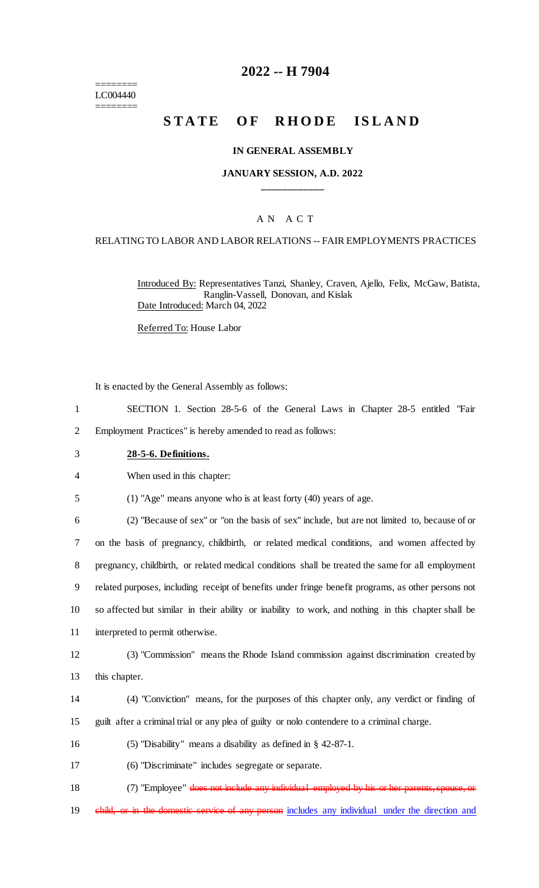========
LC004440
========

# 2022 -- H 7904

# STATE OF RHODE ISLAND

### IN GENERAL ASSEMBLY

### JANUARY SESSION, A.D. 2022

____________

A N A C T

RELATING TO LABOR AND LABOR RELATIONS -- FAIR EMPLOYMENTS PRACTICES

Introduced By: Representatives Tanzi, Shanley, Craven, Ajello, Felix, McGaw, Batista, Ranglin-Vassell, Donovan, and Kislak

Date Introduced: March 04, 2022

Referred To: House Labor

It is enacted by the General Assembly as follows:

1 SECTION 1. Section 28-5-6 of the General Laws in Chapter 28-5 entitled "Fair
2 Employment Practices" is hereby amended to read as follows:

3 **28-5-6. Definitions.**

4 When used in this chapter:

5 (1) "Age" means anyone who is at least forty (40) years of age.

6 (2) "Because of sex" or "on the basis of sex" include, but are not limited to, because of or
7 on the basis of pregnancy, childbirth, or related medical conditions, and women affected by
8 pregnancy, childbirth, or related medical conditions shall be treated the same for all employment
9 related purposes, including receipt of benefits under fringe benefit programs, as other persons not
10 so affected but similar in their ability or inability to work, and nothing in this chapter shall be
11 interpreted to permit otherwise.

12 (3) "Commission" means the Rhode Island commission against discrimination created by
13 this chapter.

14 (4) "Conviction" means, for the purposes of this chapter only, any verdict or finding of
15 guilt after a criminal trial or any plea of guilty or nolo contendere to a criminal charge.

16 (5) "Disability" means a disability as defined in § 42-87-1.

17 (6) "Discriminate" includes segregate or separate.

18 (7) "Employee" ~~does not include any individual employed by his or her parents, spouse, or~~
19 ~~child, or in the domestic service of any person~~ includes any individual under the direction and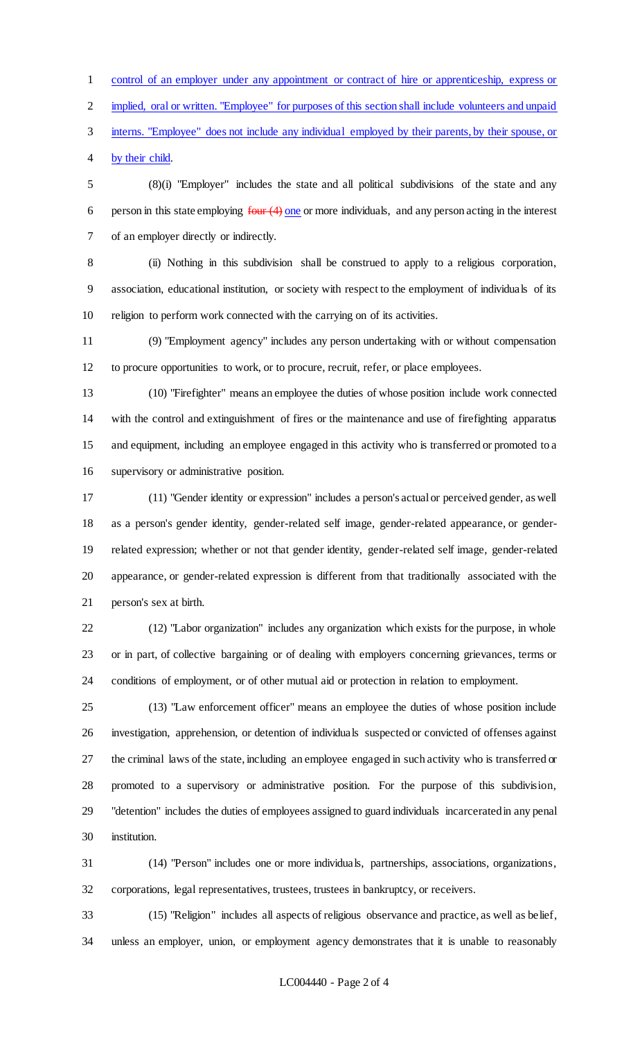control of an employer under any appointment or contract of hire or apprenticeship, express or implied, oral or written. "Employee" for purposes of this section shall include volunteers and unpaid interns. "Employee" does not include any individual employed by their parents, by their spouse, or by their child.

(8)(i) "Employer" includes the state and all political subdivisions of the state and any person in this state employing ~~four (4)~~ one or more individuals, and any person acting in the interest of an employer directly or indirectly.

(ii) Nothing in this subdivision shall be construed to apply to a religious corporation, association, educational institution, or society with respect to the employment of individuals of its religion to perform work connected with the carrying on of its activities.

(9) "Employment agency" includes any person undertaking with or without compensation to procure opportunities to work, or to procure, recruit, refer, or place employees.

(10) "Firefighter" means an employee the duties of whose position include work connected with the control and extinguishment of fires or the maintenance and use of firefighting apparatus and equipment, including an employee engaged in this activity who is transferred or promoted to a supervisory or administrative position.

(11) "Gender identity or expression" includes a person's actual or perceived gender, as well as a person's gender identity, gender-related self image, gender-related appearance, or gender-related expression; whether or not that gender identity, gender-related self image, gender-related appearance, or gender-related expression is different from that traditionally associated with the person's sex at birth.

(12) "Labor organization" includes any organization which exists for the purpose, in whole or in part, of collective bargaining or of dealing with employers concerning grievances, terms or conditions of employment, or of other mutual aid or protection in relation to employment.

(13) "Law enforcement officer" means an employee the duties of whose position include investigation, apprehension, or detention of individuals suspected or convicted of offenses against the criminal laws of the state, including an employee engaged in such activity who is transferred or promoted to a supervisory or administrative position. For the purpose of this subdivision, "detention" includes the duties of employees assigned to guard individuals incarcerated in any penal institution.

(14) "Person" includes one or more individuals, partnerships, associations, organizations, corporations, legal representatives, trustees, trustees in bankruptcy, or receivers.

(15) "Religion" includes all aspects of religious observance and practice, as well as belief, unless an employer, union, or employment agency demonstrates that it is unable to reasonably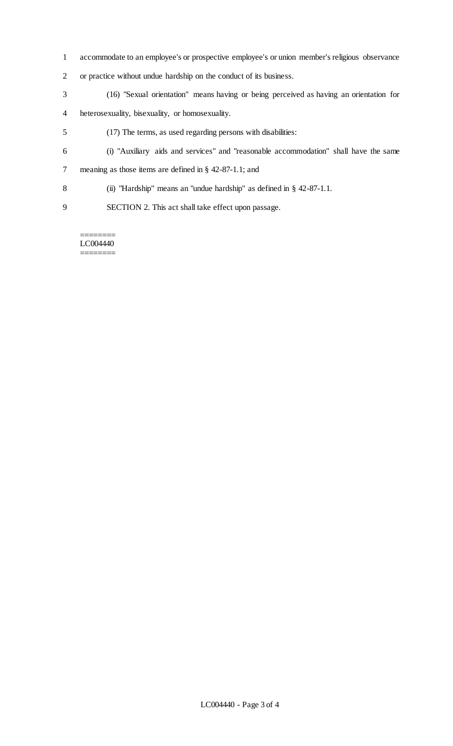accommodate to an employee's or prospective employee's or union member's religious observance or practice without undue hardship on the conduct of its business.

(16) "Sexual orientation" means having or being perceived as having an orientation for heterosexuality, bisexuality, or homosexuality.

(17) The terms, as used regarding persons with disabilities:

(i) "Auxiliary aids and services" and "reasonable accommodation" shall have the same meaning as those items are defined in § 42-87-1.1; and

(ii) "Hardship" means an "undue hardship" as defined in § 42-87-1.1.

SECTION 2. This act shall take effect upon passage.

========
LC004440
========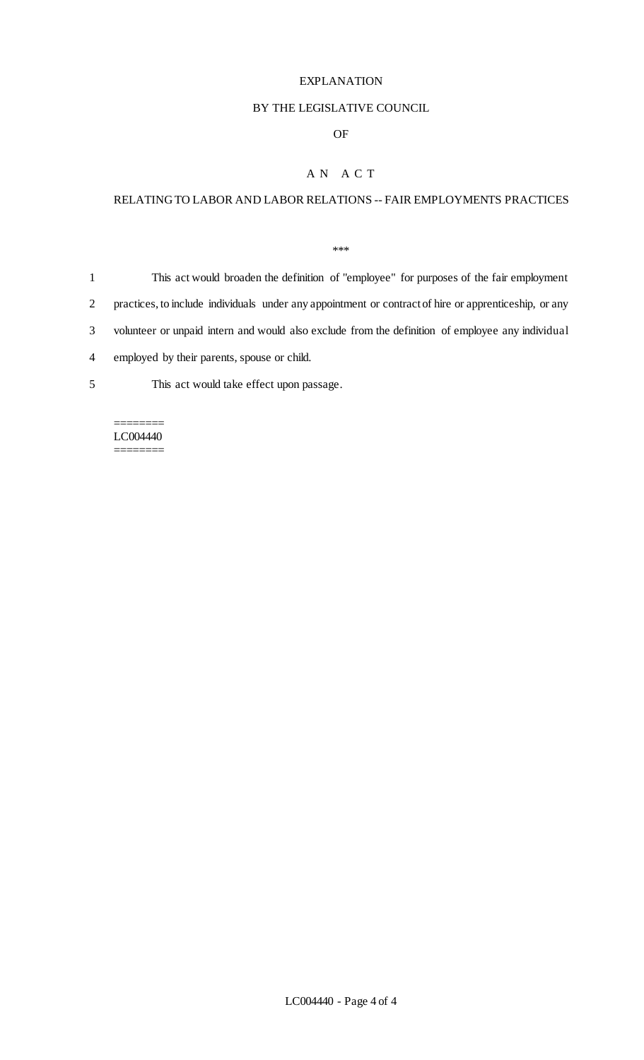EXPLANATION

BY THE LEGISLATIVE COUNCIL

OF

A N A C T

RELATING TO LABOR AND LABOR RELATIONS -- FAIR EMPLOYMENTS PRACTICES

\*\*\*

This act would broaden the definition of "employee" for purposes of the fair employment practices, to include individuals under any appointment or contract of hire or apprenticeship, or any volunteer or unpaid intern and would also exclude from the definition of employee any individual employed by their parents, spouse or child.

This act would take effect upon passage.

========
LC004440
========